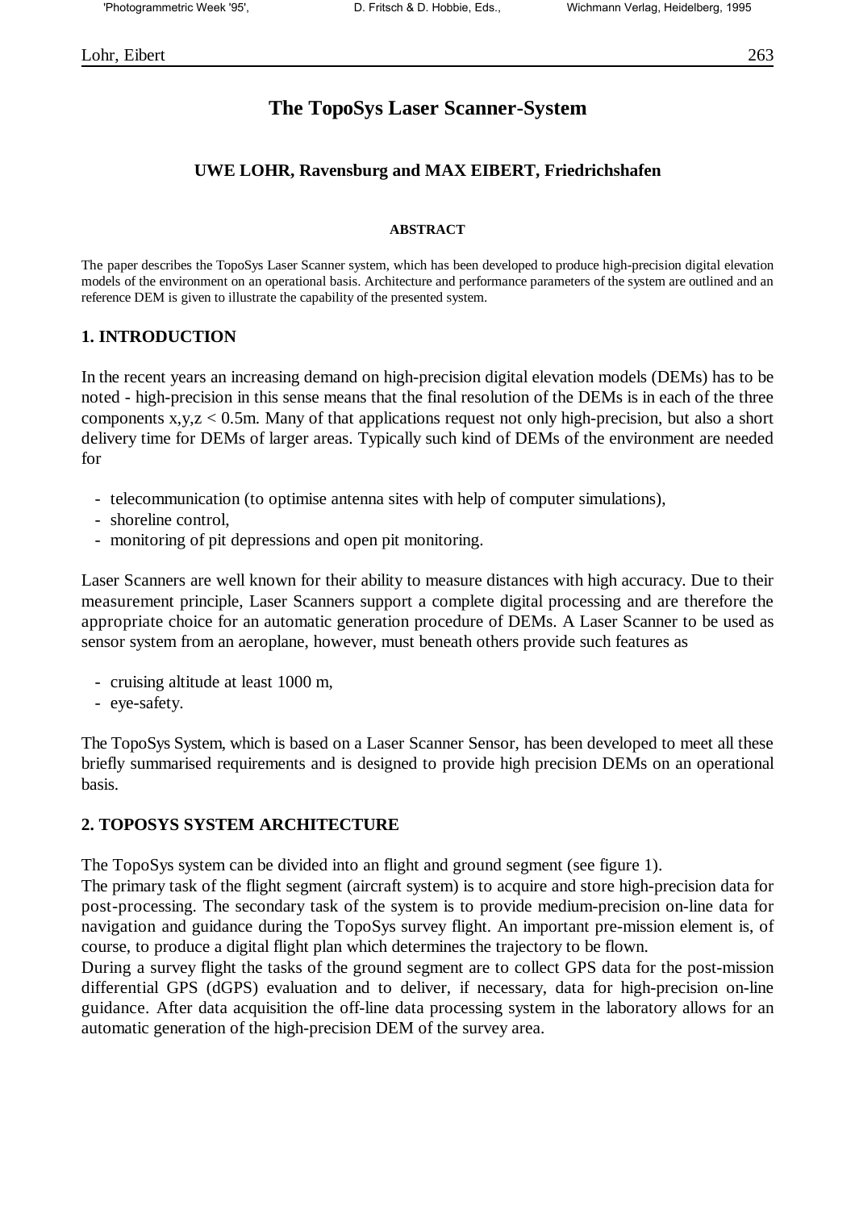# The TopoSys Laser Scanner-System

**UWE LOHR, Ravensburg and MAX EIBERT, Friedrichshafen**

**ABSTRACT**

The paper describes the TopoSys Laser Scanner system, which has been developed to produce high-precision digital elevation models of the environment on an operational basis. Architecture and performance parameters of the system are outlined and an reference DEM is given to illustrate the capability of the presented system.

## 1. INTRODUCTION

In the recent years an increasing demand on high-precision digital elevation models (DEMs) has to be noted - high-precision in this sense means that the final resolution of the DEMs is in each of the three components x,y,z < 0.5m. Many of that applications request not only high-precision, but also a short delivery time for DEMs of larger areas. Typically such kind of DEMs of the environment are needed for

- telecommunication (to optimise antenna sites with help of computer simulations),
- shoreline control,
- monitoring of pit depressions and open pit monitoring.

Laser Scanners are well known for their ability to measure distances with high accuracy. Due to their measurement principle, Laser Scanners support a complete digital processing and are therefore the appropriate choice for an automatic generation procedure of DEMs. A Laser Scanner to be used as sensor system from an aeroplane, however, must beneath others provide such features as

- cruising altitude at least 1000 m,
- eye-safety.

The TopoSys System, which is based on a Laser Scanner Sensor, has been developed to meet all these briefly summarised requirements and is designed to provide high precision DEMs on an operational basis.

## 2. TOPOSYS SYSTEM ARCHITECTURE

The TopoSys system can be divided into an flight and ground segment (see figure 1).

The primary task of the flight segment (aircraft system) is to acquire and store high-precision data for post-processing. The secondary task of the system is to provide medium-precision on-line data for navigation and guidance during the TopoSys survey flight. An important pre-mission element is, of course, to produce a digital flight plan which determines the trajectory to be flown.

During a survey flight the tasks of the ground segment are to collect GPS data for the post-mission differential GPS (dGPS) evaluation and to deliver, if necessary, data for high-precision on-line guidance. After data acquisition the off-line data processing system in the laboratory allows for an automatic generation of the high-precision DEM of the survey area.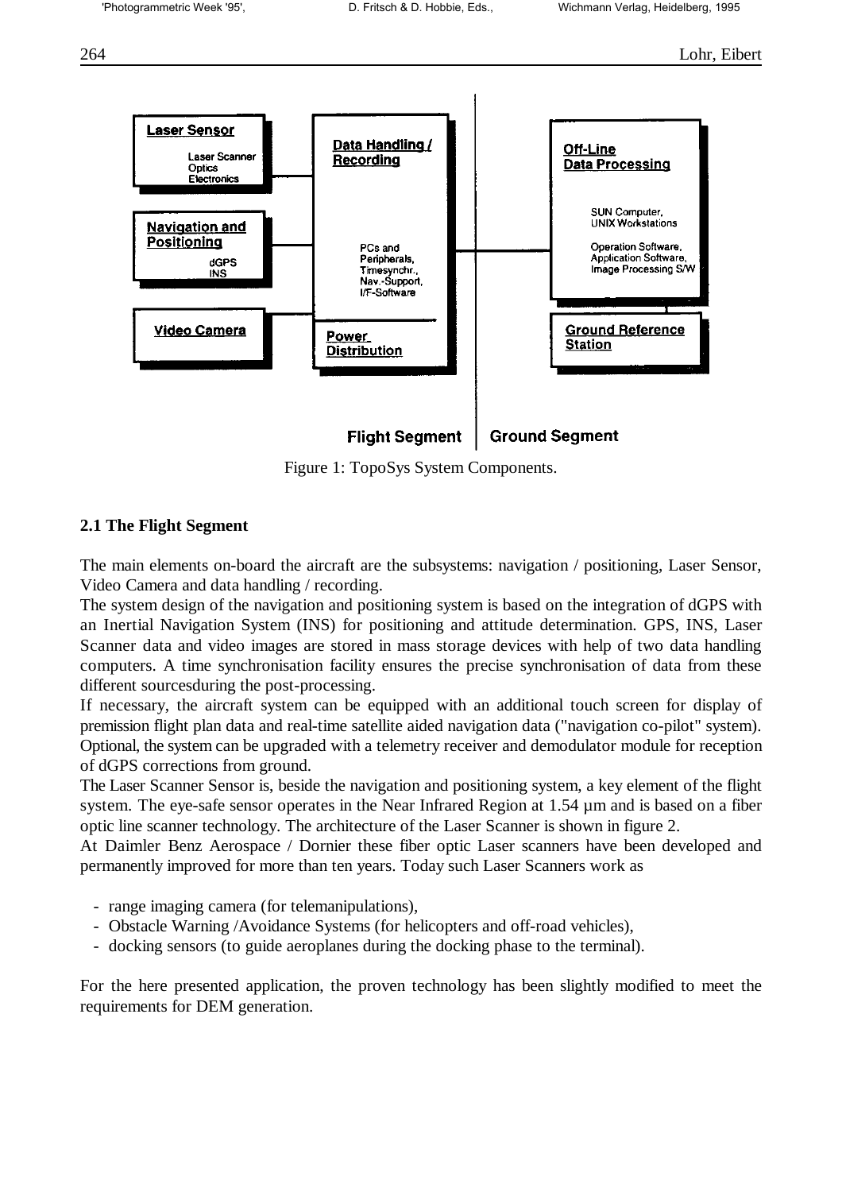Figure 1: TopoSys System Components.

### 2.1 The Flight Segment

The main elements on-board the aircraft are the subsystems: navigation / positioning, Laser Sensor, Video Camera and data handling / recording.

The system design of the navigation and positioning system is based on the integration of dGPS with an Inertial Navigation System (INS) for positioning and attitude determination. GPS, INS, Laser Scanner data and video images are stored in mass storage devices with help of two data handling computers. A time synchronisation facility ensures the precise synchronisation of data from these different sourcesduring the post-processing.

If necessary, the aircraft system can be equipped with an additional touch screen for display of premission flight plan data and real-time satellite aided navigation data ("navigation co-pilot" system). Optional, the system can be upgraded with a telemetry receiver and demodulator module for reception of dGPS corrections from ground.

The Laser Scanner Sensor is, beside the navigation and positioning system, a key element of the flight system. The eye-safe sensor operates in the Near Infrared Region at 1.54 µm and is based on a fiber optic line scanner technology. The architecture of the Laser Scanner is shown in figure 2.

At Daimler Benz Aerospace / Dornier these fiber optic Laser scanners have been developed and permanently improved for more than ten years. Today such Laser Scanners work as

- range imaging camera (for telemanipulations),
- Obstacle Warning /Avoidance Systems (for helicopters and off-road vehicles),
- docking sensors (to guide aeroplanes during the docking phase to the terminal).

For the here presented application, the proven technology has been slightly modified to meet the requirements for DEM generation.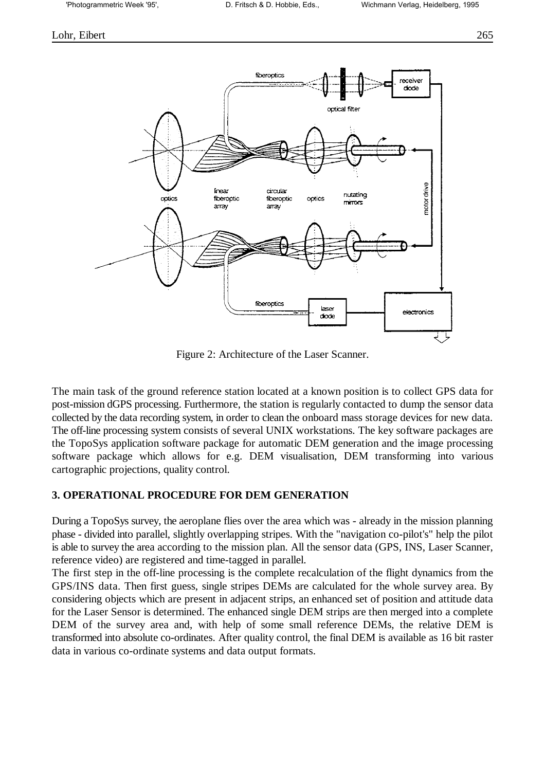Figure 2: Architecture of the Laser Scanner.

The main task of the ground reference station located at a known position is to collect GPS data for post-mission dGPS processing. Furthermore, the station is regularly contacted to dump the sensor data collected by the data recording system, in order to clean the onboard mass storage devices for new data. The off-line processing system consists of several UNIX workstations. The key software packages are the TopoSys application software package for automatic DEM generation and the image processing software package which allows for e.g. DEM visualisation, DEM transforming into various cartographic projections, quality control.

## 3. OPERATIONAL PROCEDURE FOR DEM GENERATION

During a TopoSys survey, the aeroplane flies over the area which was - already in the mission planning phase - divided into parallel, slightly overlapping stripes. With the "navigation co-pilot's" help the pilot is able to survey the area according to the mission plan. All the sensor data (GPS, INS, Laser Scanner, reference video) are registered and time-tagged in parallel.

The first step in the off-line processing is the complete recalculation of the flight dynamics from the GPS/INS data. Then first guess, single stripes DEMs are calculated for the whole survey area. By considering objects which are present in adjacent strips, an enhanced set of position and attitude data for the Laser Sensor is determined. The enhanced single DEM strips are then merged into a complete DEM of the survey area and, with help of some small reference DEMs, the relative DEM is transformed into absolute co-ordinates. After quality control, the final DEM is available as 16 bit raster data in various co-ordinate systems and data output formats.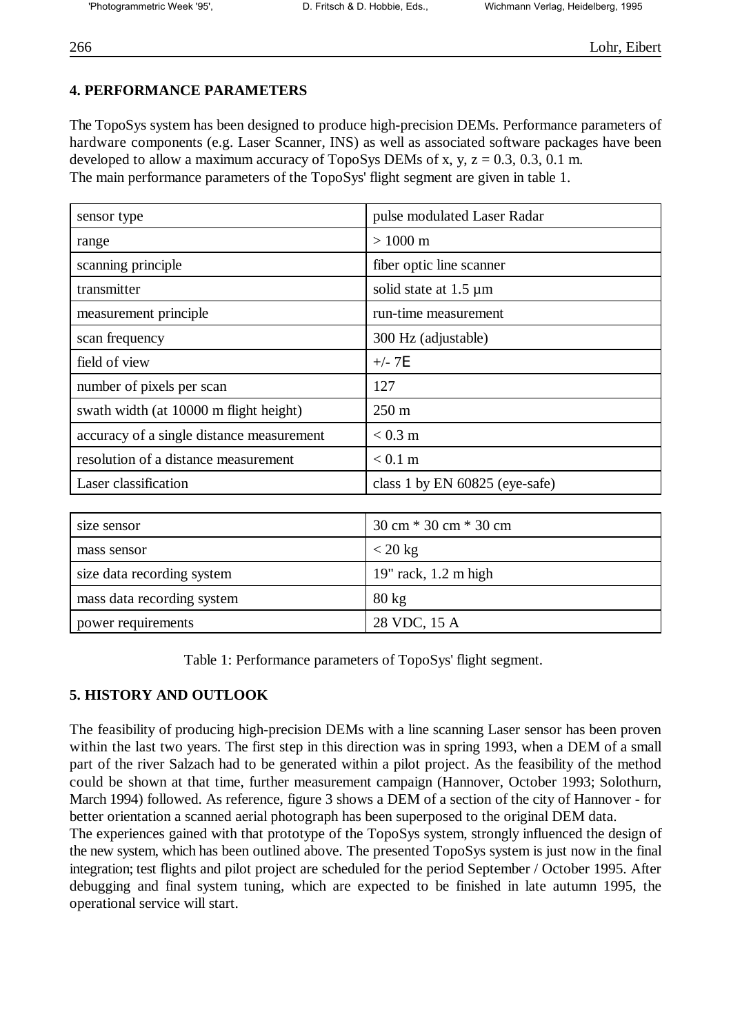## 4. PERFORMANCE PARAMETERS

The TopoSys system has been designed to produce high-precision DEMs. Performance parameters of hardware components (e.g. Laser Scanner, INS) as well as associated software packages have been developed to allow a maximum accuracy of TopoSys DEMs of x, y, z = 0.3, 0.3, 0.1 m.
The main performance parameters of the TopoSys' flight segment are given in table 1.

| | |
|---|---|
| sensor type | pulse modulated Laser Radar |
| range | > 1000 m |
| scanning principle | fiber optic line scanner |
| transmitter | solid state at 1.5 µm |
| measurement principle | run-time measurement |
| scan frequency | 300 Hz (adjustable) |
| field of view | +/- 7E |
| number of pixels per scan | 127 |
| swath width (at 10000 m flight height) | 250 m |
| accuracy of a single distance measurement | < 0.3 m |
| resolution of a distance measurement | < 0.1 m |
| Laser classification | class 1 by EN 60825 (eye-safe) |
| size sensor | 30 cm * 30 cm * 30 cm |
| mass sensor | < 20 kg |
| size data recording system | 19" rack, 1.2 m high |
| mass data recording system | 80 kg |
| power requirements | 28 VDC, 15 A |

Table 1: Performance parameters of TopoSys' flight segment.

## 5. HISTORY AND OUTLOOK

The feasibility of producing high-precision DEMs with a line scanning Laser sensor has been proven within the last two years. The first step in this direction was in spring 1993, when a DEM of a small part of the river Salzach had to be generated within a pilot project. As the feasibility of the method could be shown at that time, further measurement campaign (Hannover, October 1993; Solothurn, March 1994) followed. As reference, figure 3 shows a DEM of a section of the city of Hannover - for better orientation a scanned aerial photograph has been superposed to the original DEM data.
The experiences gained with that prototype of the TopoSys system, strongly influenced the design of the new system, which has been outlined above. The presented TopoSys system is just now in the final integration; test flights and pilot project are scheduled for the period September / October 1995. After debugging and final system tuning, which are expected to be finished in late autumn 1995, the operational service will start.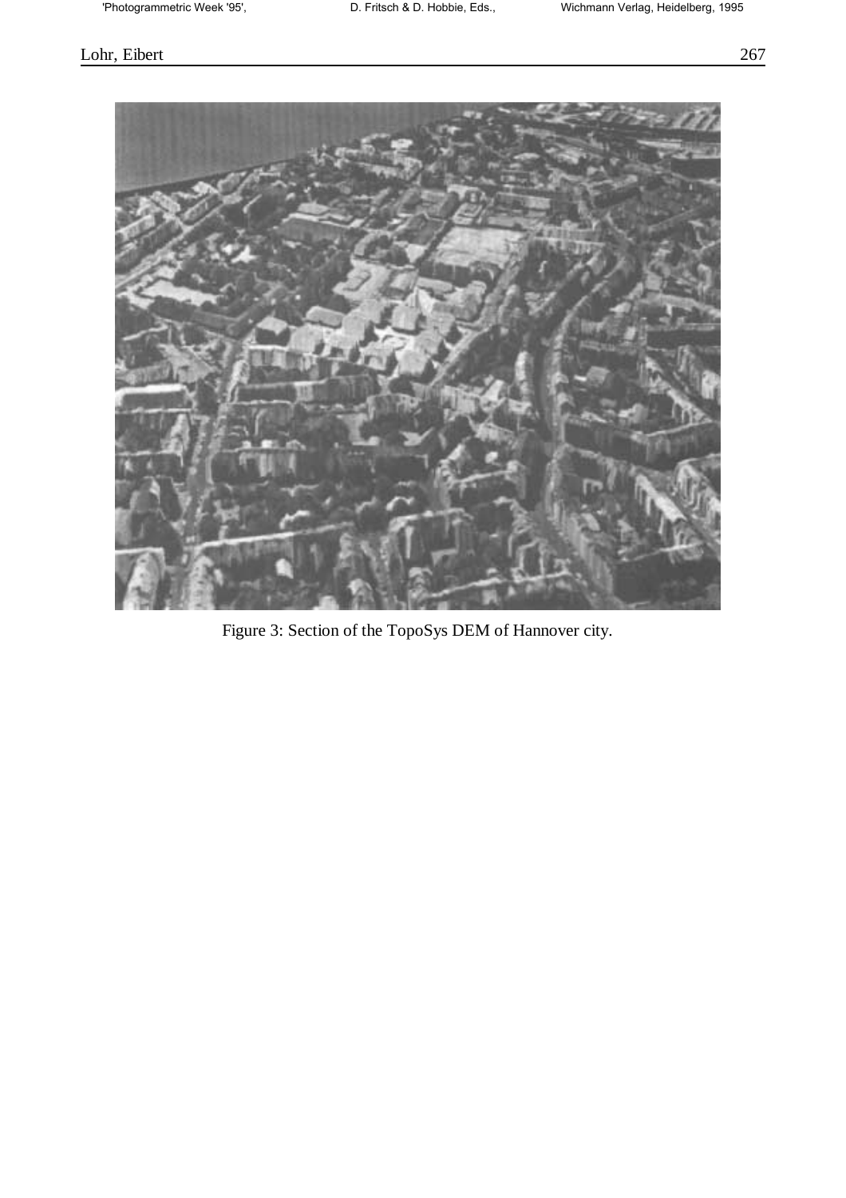Figure 3: Section of the TopoSys DEM of Hannover city.